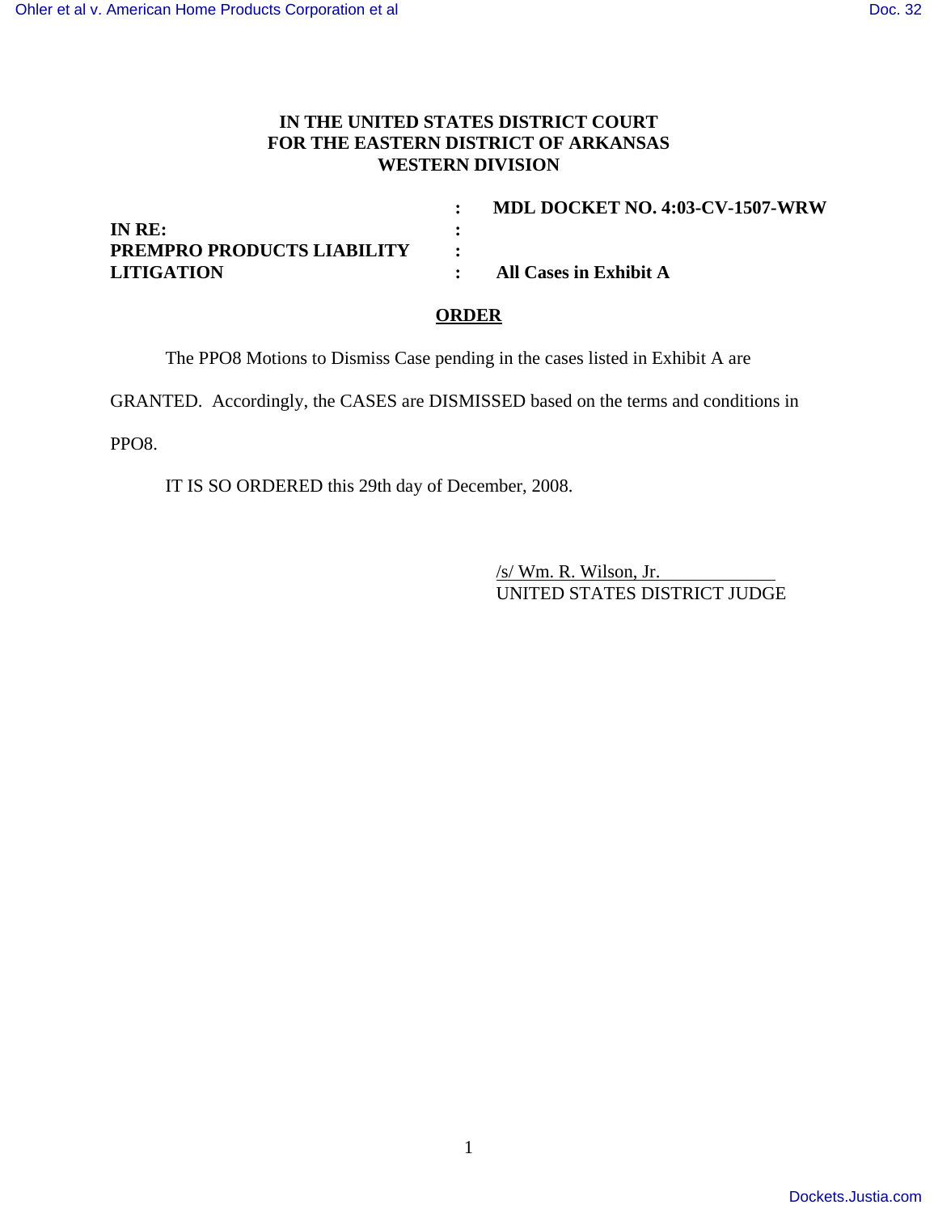**IN THE UNITED STATES DISTRICT COURT**
**FOR THE EASTERN DISTRICT OF ARKANSAS**
**WESTERN DIVISION**

| | | |
|---|---|---|
| | : | **MDL DOCKET NO. 4:03-CV-1507-WRW** |
| **IN RE:** | : | |
| **PREMPRO PRODUCTS LIABILITY** | : | |
| **LITIGATION** | : | **All Cases in Exhibit A** |

**ORDER**

The PPO8 Motions to Dismiss Case pending in the cases listed in Exhibit A are GRANTED. Accordingly, the CASES are DISMISSED based on the terms and conditions in PPO8.

IT IS SO ORDERED this 29th day of December, 2008.

/s/ Wm. R. Wilson, Jr.
UNITED STATES DISTRICT JUDGE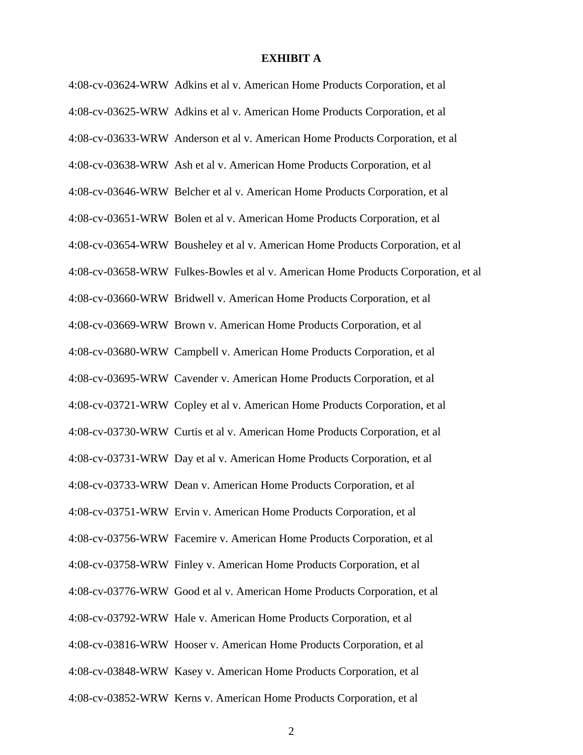**EXHIBIT A**

4:08-cv-03624-WRW Adkins et al v. American Home Products Corporation, et al

4:08-cv-03625-WRW Adkins et al v. American Home Products Corporation, et al

4:08-cv-03633-WRW Anderson et al v. American Home Products Corporation, et al

4:08-cv-03638-WRW Ash et al v. American Home Products Corporation, et al

4:08-cv-03646-WRW Belcher et al v. American Home Products Corporation, et al

4:08-cv-03651-WRW Bolen et al v. American Home Products Corporation, et al

4:08-cv-03654-WRW Bousheley et al v. American Home Products Corporation, et al

4:08-cv-03658-WRW Fulkes-Bowles et al v. American Home Products Corporation, et al

4:08-cv-03660-WRW Bridwell v. American Home Products Corporation, et al

4:08-cv-03669-WRW Brown v. American Home Products Corporation, et al

4:08-cv-03680-WRW Campbell v. American Home Products Corporation, et al

4:08-cv-03695-WRW Cavender v. American Home Products Corporation, et al

4:08-cv-03721-WRW Copley et al v. American Home Products Corporation, et al

4:08-cv-03730-WRW Curtis et al v. American Home Products Corporation, et al

4:08-cv-03731-WRW Day et al v. American Home Products Corporation, et al

4:08-cv-03733-WRW Dean v. American Home Products Corporation, et al

4:08-cv-03751-WRW Ervin v. American Home Products Corporation, et al

4:08-cv-03756-WRW Facemire v. American Home Products Corporation, et al

4:08-cv-03758-WRW Finley v. American Home Products Corporation, et al

4:08-cv-03776-WRW Good et al v. American Home Products Corporation, et al

4:08-cv-03792-WRW Hale v. American Home Products Corporation, et al

4:08-cv-03816-WRW Hooser v. American Home Products Corporation, et al

4:08-cv-03848-WRW Kasey v. American Home Products Corporation, et al

4:08-cv-03852-WRW Kerns v. American Home Products Corporation, et al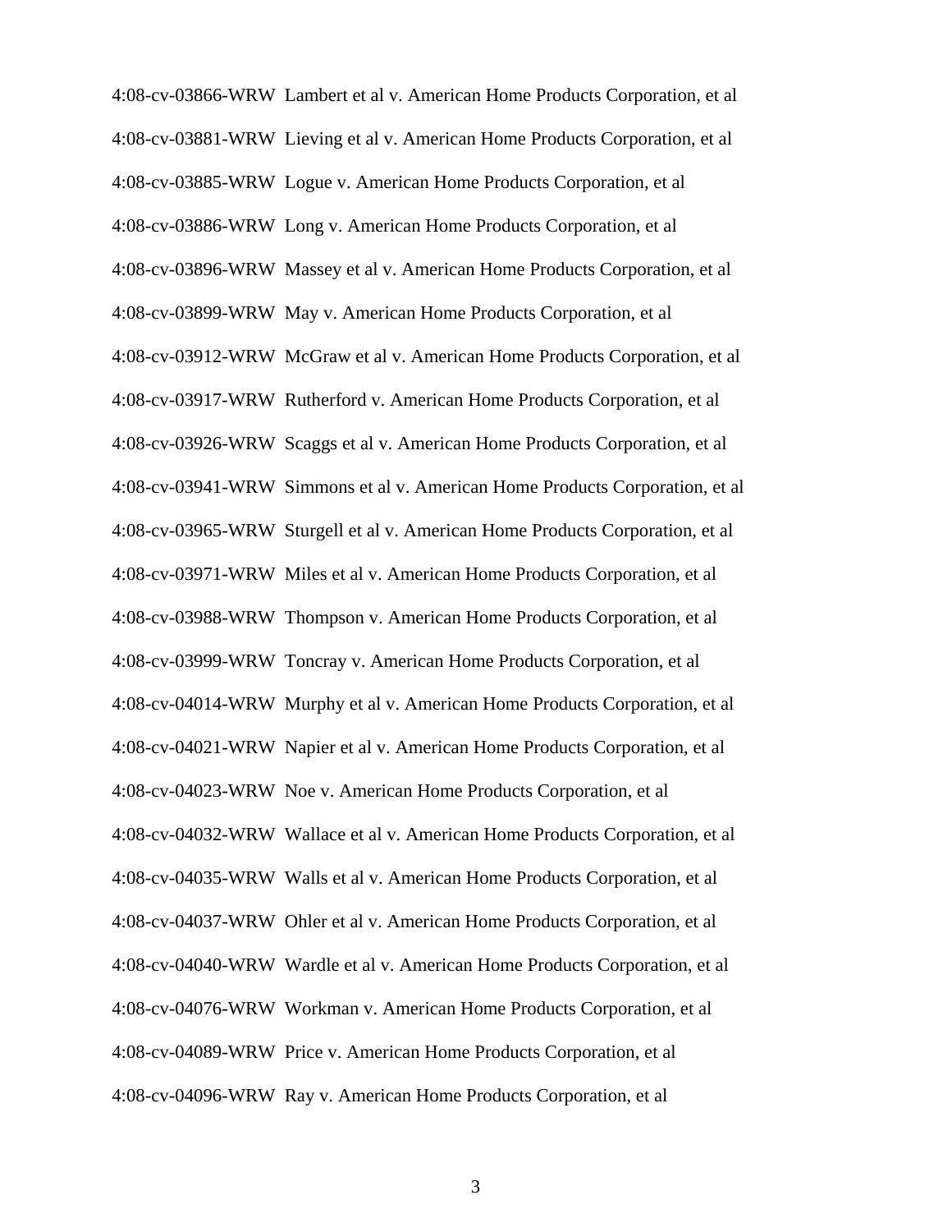4:08-cv-03866-WRW Lambert et al v. American Home Products Corporation, et al

4:08-cv-03881-WRW Lieving et al v. American Home Products Corporation, et al

4:08-cv-03885-WRW Logue v. American Home Products Corporation, et al

4:08-cv-03886-WRW Long v. American Home Products Corporation, et al

4:08-cv-03896-WRW Massey et al v. American Home Products Corporation, et al

4:08-cv-03899-WRW May v. American Home Products Corporation, et al

4:08-cv-03912-WRW McGraw et al v. American Home Products Corporation, et al

4:08-cv-03917-WRW Rutherford v. American Home Products Corporation, et al

4:08-cv-03926-WRW Scaggs et al v. American Home Products Corporation, et al

4:08-cv-03941-WRW Simmons et al v. American Home Products Corporation, et al

4:08-cv-03965-WRW Sturgell et al v. American Home Products Corporation, et al

4:08-cv-03971-WRW Miles et al v. American Home Products Corporation, et al

4:08-cv-03988-WRW Thompson v. American Home Products Corporation, et al

4:08-cv-03999-WRW Toncray v. American Home Products Corporation, et al

4:08-cv-04014-WRW Murphy et al v. American Home Products Corporation, et al

4:08-cv-04021-WRW Napier et al v. American Home Products Corporation, et al

4:08-cv-04023-WRW Noe v. American Home Products Corporation, et al

4:08-cv-04032-WRW Wallace et al v. American Home Products Corporation, et al

4:08-cv-04035-WRW Walls et al v. American Home Products Corporation, et al

4:08-cv-04037-WRW Ohler et al v. American Home Products Corporation, et al

4:08-cv-04040-WRW Wardle et al v. American Home Products Corporation, et al

4:08-cv-04076-WRW Workman v. American Home Products Corporation, et al

4:08-cv-04089-WRW Price v. American Home Products Corporation, et al

4:08-cv-04096-WRW Ray v. American Home Products Corporation, et al